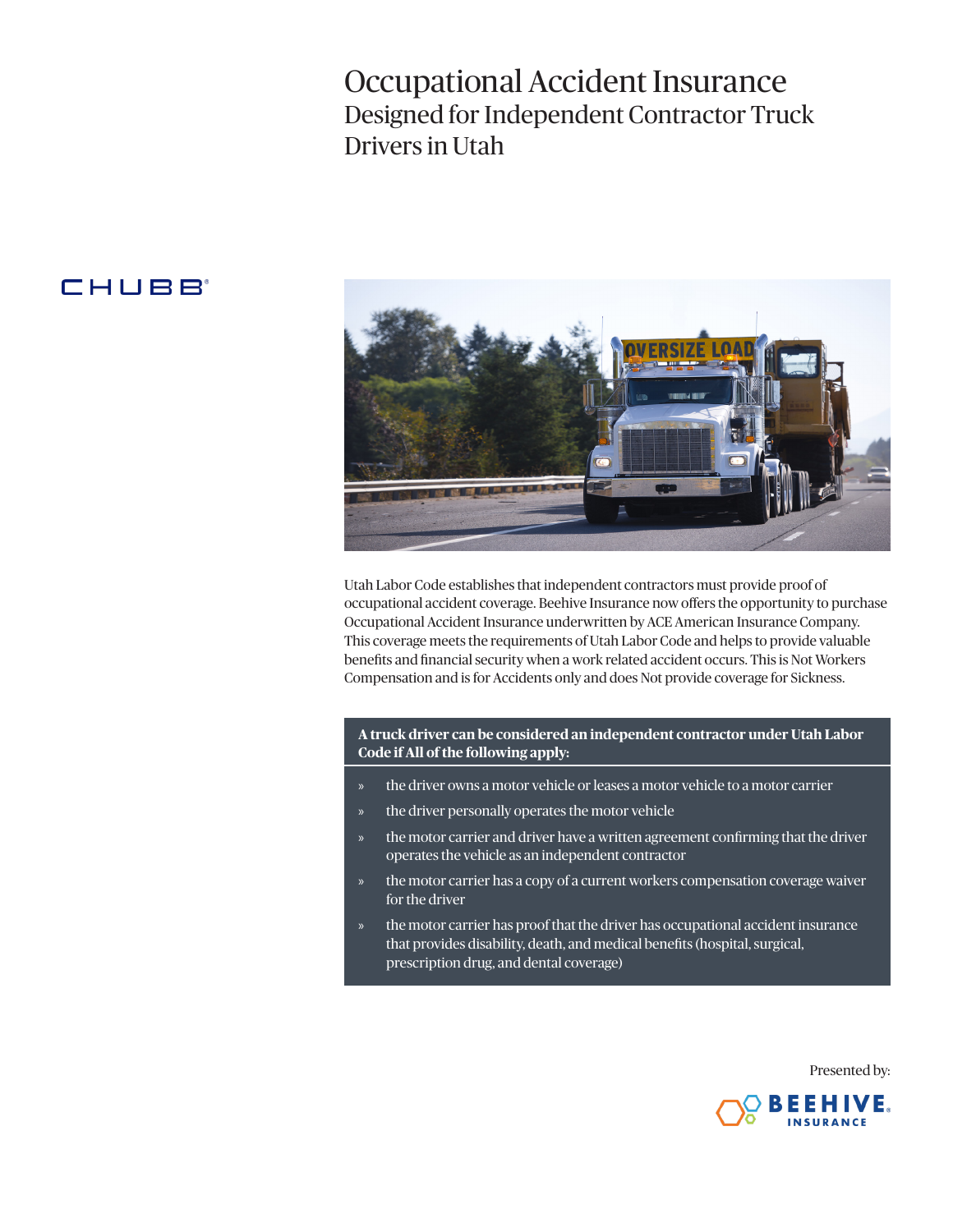# Occupational Accident Insurance

## Designed for Independent Contractor Truck Drivers in Utah

CHUBB®

Utah Labor Code establishes that independent contractors must provide proof of occupational accident coverage. Beehive Insurance now offers the opportunity to purchase Occupational Accident Insurance underwritten by ACE American Insurance Company. This coverage meets the requirements of Utah Labor Code and helps to provide valuable benefits and financial security when a work related accident occurs. This is Not Workers Compensation and is for Accidents only and does Not provide coverage for Sickness.

**A truck driver can be considered an independent contractor under Utah Labor Code if All of the following apply:**

- the driver owns a motor vehicle or leases a motor vehicle to a motor carrier
- the driver personally operates the motor vehicle
- the motor carrier and driver have a written agreement confirming that the driver operates the vehicle as an independent contractor
- the motor carrier has a copy of a current workers compensation coverage waiver for the driver
- the motor carrier has proof that the driver has occupational accident insurance that provides disability, death, and medical benefits (hospital, surgical, prescription drug, and dental coverage)

Presented by:

BEEHIVE INSURANCE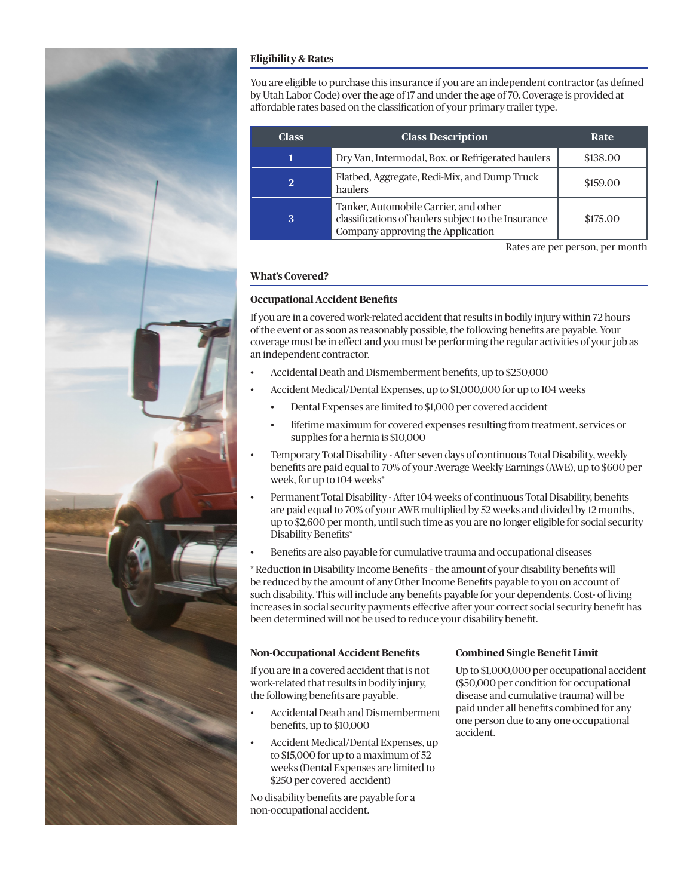## Eligibility & Rates

You are eligible to purchase this insurance if you are an independent contractor (as defined by Utah Labor Code) over the age of 17 and under the age of 70. Coverage is provided at affordable rates based on the classification of your primary trailer type.

| Class | Class Description | Rate |
|---|---|---|
| 1 | Dry Van, Intermodal, Box, or Refrigerated haulers | $138.00 |
| 2 | Flatbed, Aggregate, Redi-Mix, and Dump Truck haulers | $159.00 |
| 3 | Tanker, Automobile Carrier, and other classifications of haulers subject to the Insurance Company approving the Application | $175.00 |

Rates are per person, per month

## What's Covered?

### Occupational Accident Benefits

If you are in a covered work-related accident that results in bodily injury within 72 hours of the event or as soon as reasonably possible, the following benefits are payable. Your coverage must be in effect and you must be performing the regular activities of your job as an independent contractor.

- Accidental Death and Dismemberment benefits, up to $250,000
- Accident Medical/Dental Expenses, up to $1,000,000 for up to 104 weeks
  - Dental Expenses are limited to $1,000 per covered accident
  - lifetime maximum for covered expenses resulting from treatment, services or supplies for a hernia is $10,000
- Temporary Total Disability - After seven days of continuous Total Disability, weekly benefits are paid equal to 70% of your Average Weekly Earnings (AWE), up to $600 per week, for up to 104 weeks*
- Permanent Total Disability - After 104 weeks of continuous Total Disability, benefits are paid equal to 70% of your AWE multiplied by 52 weeks and divided by 12 months, up to $2,600 per month, until such time as you are no longer eligible for social security Disability Benefits*
- Benefits are also payable for cumulative trauma and occupational diseases

* Reduction in Disability Income Benefits – the amount of your disability benefits will be reduced by the amount of any Other Income Benefits payable to you on account of such disability. This will include any benefits payable for your dependents. Cost- of living increases in social security payments effective after your correct social security benefit has been determined will not be used to reduce your disability benefit.

### Non-Occupational Accident Benefits

If you are in a covered accident that is not work-related that results in bodily injury, the following benefits are payable.

- Accidental Death and Dismemberment benefits, up to $10,000
- Accident Medical/Dental Expenses, up to $15,000 for up to a maximum of 52 weeks (Dental Expenses are limited to $250 per covered accident)

No disability benefits are payable for a non-occupational accident.

### Combined Single Benefit Limit

Up to $1,000,000 per occupational accident ($50,000 per condition for occupational disease and cumulative trauma) will be paid under all benefits combined for any one person due to any one occupational accident.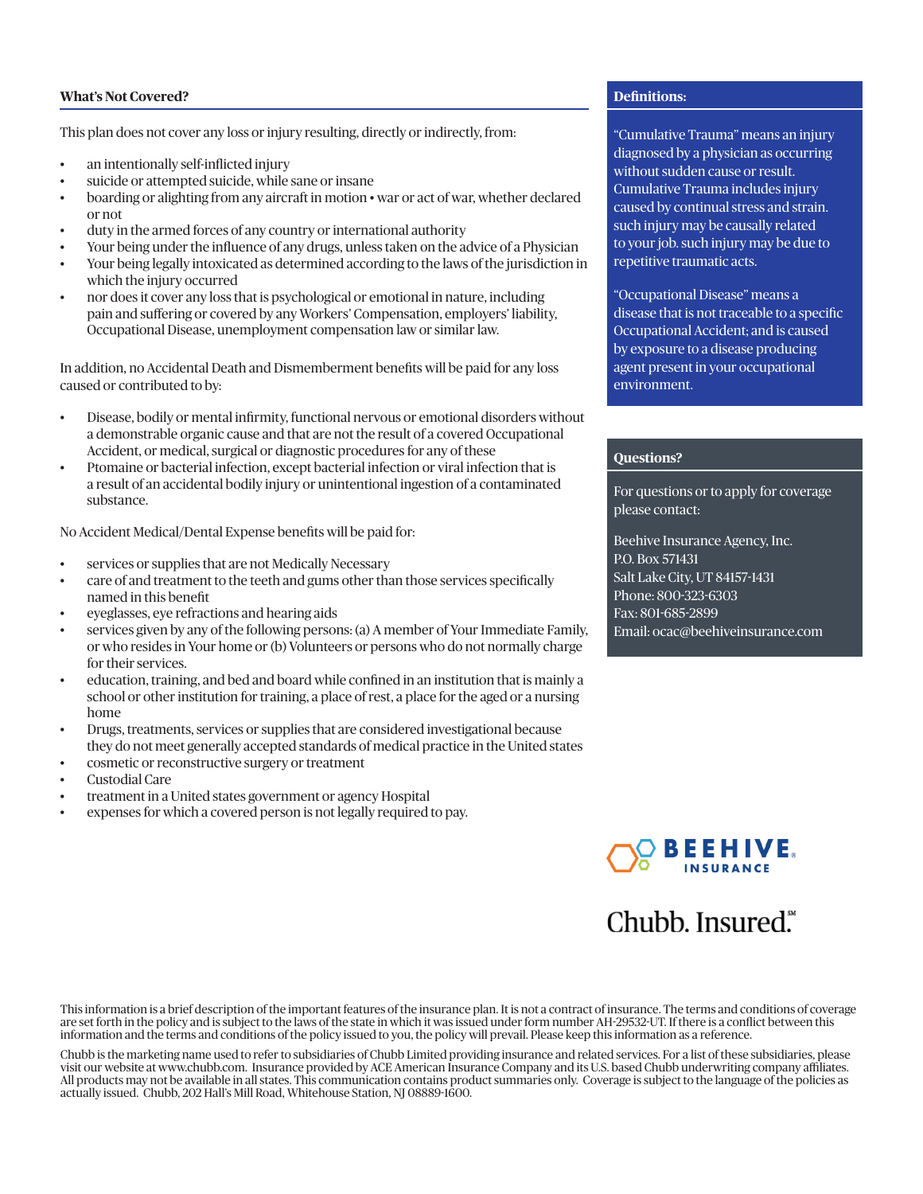## What's Not Covered?

This plan does not cover any loss or injury resulting, directly or indirectly, from:

- an intentionally self-inflicted injury
- suicide or attempted suicide, while sane or insane
- boarding or alighting from any aircraft in motion • war or act of war, whether declared or not
- duty in the armed forces of any country or international authority
- Your being under the influence of any drugs, unless taken on the advice of a Physician
- Your being legally intoxicated as determined according to the laws of the jurisdiction in which the injury occurred
- nor does it cover any loss that is psychological or emotional in nature, including pain and suffering or covered by any Workers' Compensation, employers' liability, Occupational Disease, unemployment compensation law or similar law.

In addition, no Accidental Death and Dismemberment benefits will be paid for any loss caused or contributed to by:

- Disease, bodily or mental infirmity, functional nervous or emotional disorders without a demonstrable organic cause and that are not the result of a covered Occupational Accident, or medical, surgical or diagnostic procedures for any of these
- Ptomaine or bacterial infection, except bacterial infection or viral infection that is a result of an accidental bodily injury or unintentional ingestion of a contaminated substance.

No Accident Medical/Dental Expense benefits will be paid for:

- services or supplies that are not Medically Necessary
- care of and treatment to the teeth and gums other than those services specifically named in this benefit
- eyeglasses, eye refractions and hearing aids
- services given by any of the following persons: (a) A member of Your Immediate Family, or who resides in Your home or (b) Volunteers or persons who do not normally charge for their services.
- education, training, and bed and board while confined in an institution that is mainly a school or other institution for training, a place of rest, a place for the aged or a nursing home
- Drugs, treatments, services or supplies that are considered investigational because they do not meet generally accepted standards of medical practice in the United states
- cosmetic or reconstructive surgery or treatment
- Custodial Care
- treatment in a United states government or agency Hospital
- expenses for which a covered person is not legally required to pay.

## Definitions:

"Cumulative Trauma" means an injury diagnosed by a physician as occurring without sudden cause or result. Cumulative Trauma includes injury caused by continual stress and strain. such injury may be causally related to your job. such injury may be due to repetitive traumatic acts.

"Occupational Disease" means a disease that is not traceable to a specific Occupational Accident; and is caused by exposure to a disease producing agent present in your occupational environment.

## Questions?

For questions or to apply for coverage please contact:

Beehive Insurance Agency, Inc.
P.O. Box 571431
Salt Lake City, UT 84157-1431
Phone: 800-323-6303
Fax: 801-685-2899
Email: ocac@beehiveinsurance.com

BEEHIVE INSURANCE

Chubb. Insured.℠

This information is a brief description of the important features of the insurance plan. It is not a contract of insurance. The terms and conditions of coverage are set forth in the policy and is subject to the laws of the state in which it was issued under form number AH-29532-UT. If there is a conflict between this information and the terms and conditions of the policy issued to you, the policy will prevail. Please keep this information as a reference.

Chubb is the marketing name used to refer to subsidiaries of Chubb Limited providing insurance and related services. For a list of these subsidiaries, please visit our website at www.chubb.com. Insurance provided by ACE American Insurance Company and its U.S. based Chubb underwriting company affiliates. All products may not be available in all states. This communication contains product summaries only. Coverage is subject to the language of the policies as actually issued. Chubb, 202 Hall's Mill Road, Whitehouse Station, NJ 08889-1600.